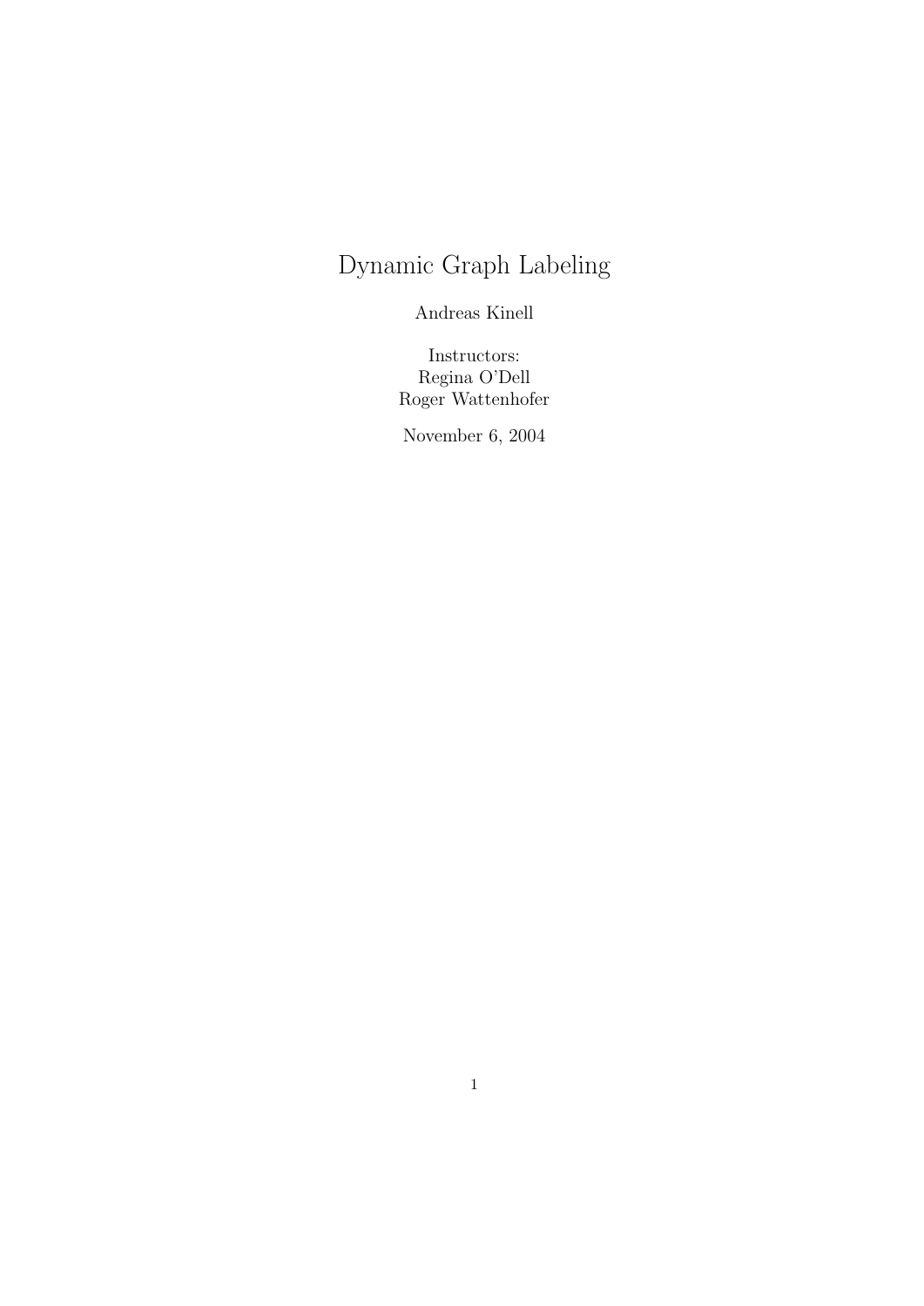# Dynamic Graph Labeling

Andreas Kinell

Instructors:
Regina O'Dell
Roger Wattenhofer

November 6, 2004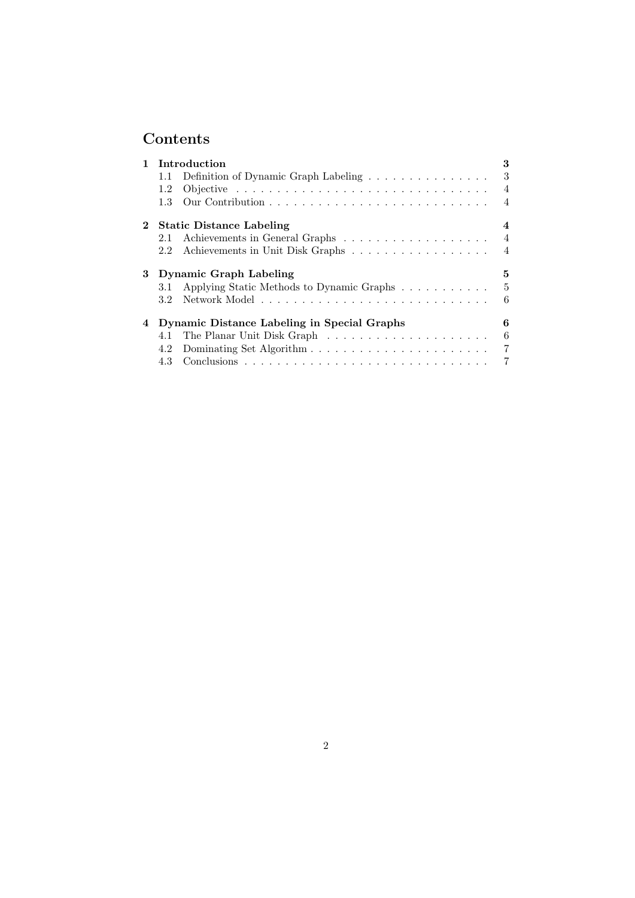# Contents

**1 Introduction** — 3
- 1.1 Definition of Dynamic Graph Labeling — 3
- 1.2 Objective — 4
- 1.3 Our Contribution — 4

**2 Static Distance Labeling** — 4
- 2.1 Achievements in General Graphs — 4
- 2.2 Achievements in Unit Disk Graphs — 4

**3 Dynamic Graph Labeling** — 5
- 3.1 Applying Static Methods to Dynamic Graphs — 5
- 3.2 Network Model — 6

**4 Dynamic Distance Labeling in Special Graphs** — 6
- 4.1 The Planar Unit Disk Graph — 6
- 4.2 Dominating Set Algorithm — 7
- 4.3 Conclusions — 7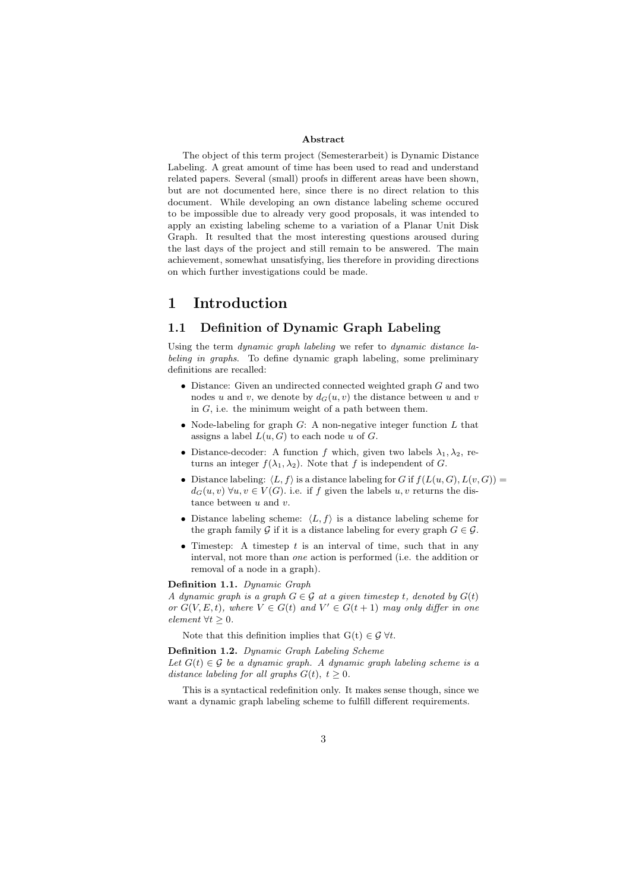**Abstract**

The object of this term project (Semesterarbeit) is Dynamic Distance Labeling. A great amount of time has been used to read and understand related papers. Several (small) proofs in different areas have been shown, but are not documented here, since there is no direct relation to this document. While developing an own distance labeling scheme occured to be impossible due to already very good proposals, it was intended to apply an existing labeling scheme to a variation of a Planar Unit Disk Graph. It resulted that the most interesting questions aroused during the last days of the project and still remain to be answered. The main achievement, somewhat unsatisfying, lies therefore in providing directions on which further investigations could be made.

# 1 Introduction

## 1.1 Definition of Dynamic Graph Labeling

Using the term *dynamic graph labeling* we refer to *dynamic distance labeling in graphs*. To define dynamic graph labeling, some preliminary definitions are recalled:

- Distance: Given an undirected connected weighted graph $G$ and two nodes $u$ and $v$, we denote by $d_G(u, v)$ the distance between $u$ and $v$ in $G$, i.e. the minimum weight of a path between them.
- Node-labeling for graph $G$: A non-negative integer function $L$ that assigns a label $L(u, G)$ to each node $u$ of $G$.
- Distance-decoder: A function $f$ which, given two labels $\lambda_1, \lambda_2$, returns an integer $f(\lambda_1, \lambda_2)$. Note that $f$ is independent of $G$.
- Distance labeling: $\langle L, f \rangle$ is a distance labeling for $G$ if $f(L(u, G), L(v, G)) = d_G(u, v)\ \forall u, v \in V(G)$. i.e. if $f$ given the labels $u, v$ returns the distance between $u$ and $v$.
- Distance labeling scheme: $\langle L, f \rangle$ is a distance labeling scheme for the graph family $\mathcal{G}$ if it is a distance labeling for every graph $G \in \mathcal{G}$.
- Timestep: A timestep $t$ is an interval of time, such that in any interval, not more than *one* action is performed (i.e. the addition or removal of a node in a graph).

**Definition 1.1.** *Dynamic Graph*
*A dynamic graph is a graph $G \in \mathcal{G}$ at a given timestep $t$, denoted by $G(t)$ or $G(V, E, t)$, where $V \in G(t)$ and $V' \in G(t + 1)$ may only differ in one element $\forall t \geq 0$.*

Note that this definition implies that $G(t) \in \mathcal{G}\ \forall t$.

**Definition 1.2.** *Dynamic Graph Labeling Scheme*
*Let $G(t) \in \mathcal{G}$ be a dynamic graph. A dynamic graph labeling scheme is a distance labeling for all graphs $G(t)$, $t \geq 0$.*

This is a syntactical redefinition only. It makes sense though, since we want a dynamic graph labeling scheme to fulfill different requirements.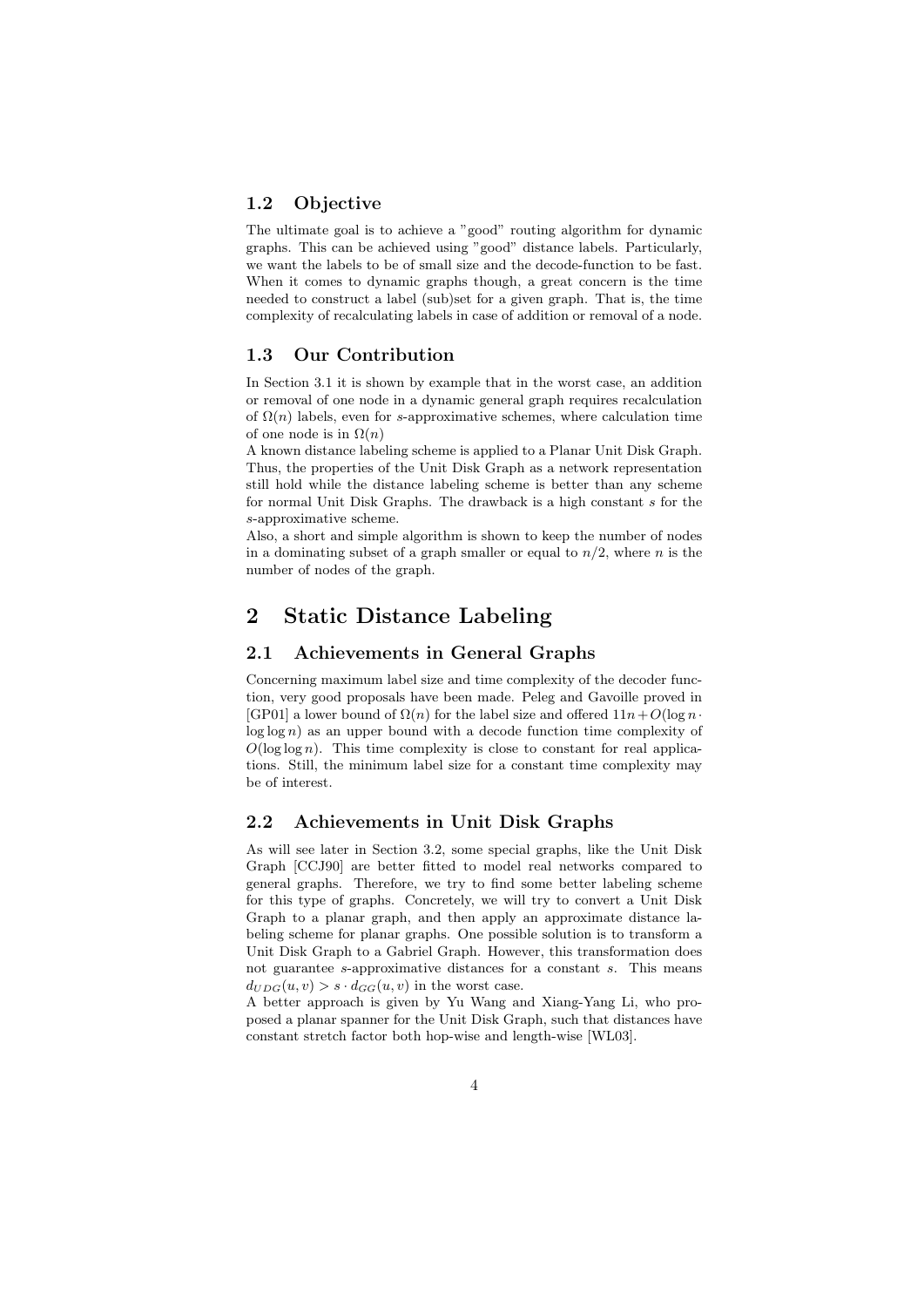### 1.2 Objective

The ultimate goal is to achieve a "good" routing algorithm for dynamic graphs. This can be achieved using "good" distance labels. Particularly, we want the labels to be of small size and the decode-function to be fast. When it comes to dynamic graphs though, a great concern is the time needed to construct a label (sub)set for a given graph. That is, the time complexity of recalculating labels in case of addition or removal of a node.

### 1.3 Our Contribution

In Section 3.1 it is shown by example that in the worst case, an addition or removal of one node in a dynamic general graph requires recalculation of $\Omega(n)$ labels, even for $s$-approximative schemes, where calculation time of one node is in $\Omega(n)$

A known distance labeling scheme is applied to a Planar Unit Disk Graph. Thus, the properties of the Unit Disk Graph as a network representation still hold while the distance labeling scheme is better than any scheme for normal Unit Disk Graphs. The drawback is a high constant $s$ for the $s$-approximative scheme.

Also, a short and simple algorithm is shown to keep the number of nodes in a dominating subset of a graph smaller or equal to $n/2$, where $n$ is the number of nodes of the graph.

# 2 Static Distance Labeling

## 2.1 Achievements in General Graphs

Concerning maximum label size and time complexity of the decoder function, very good proposals have been made. Peleg and Gavoille proved in [GP01] a lower bound of $\Omega(n)$ for the label size and offered $11n + O(\log n \cdot \log \log n)$ as an upper bound with a decode function time complexity of $O(\log \log n)$. This time complexity is close to constant for real applications. Still, the minimum label size for a constant time complexity may be of interest.

## 2.2 Achievements in Unit Disk Graphs

As will see later in Section 3.2, some special graphs, like the Unit Disk Graph [CCJ90] are better fitted to model real networks compared to general graphs. Therefore, we try to find some better labeling scheme for this type of graphs. Concretely, we will try to convert a Unit Disk Graph to a planar graph, and then apply an approximate distance labeling scheme for planar graphs. One possible solution is to transform a Unit Disk Graph to a Gabriel Graph. However, this transformation does not guarantee $s$-approximative distances for a constant $s$. This means $d_{UDG}(u,v) > s \cdot d_{GG}(u,v)$ in the worst case.

A better approach is given by Yu Wang and Xiang-Yang Li, who proposed a planar spanner for the Unit Disk Graph, such that distances have constant stretch factor both hop-wise and length-wise [WL03].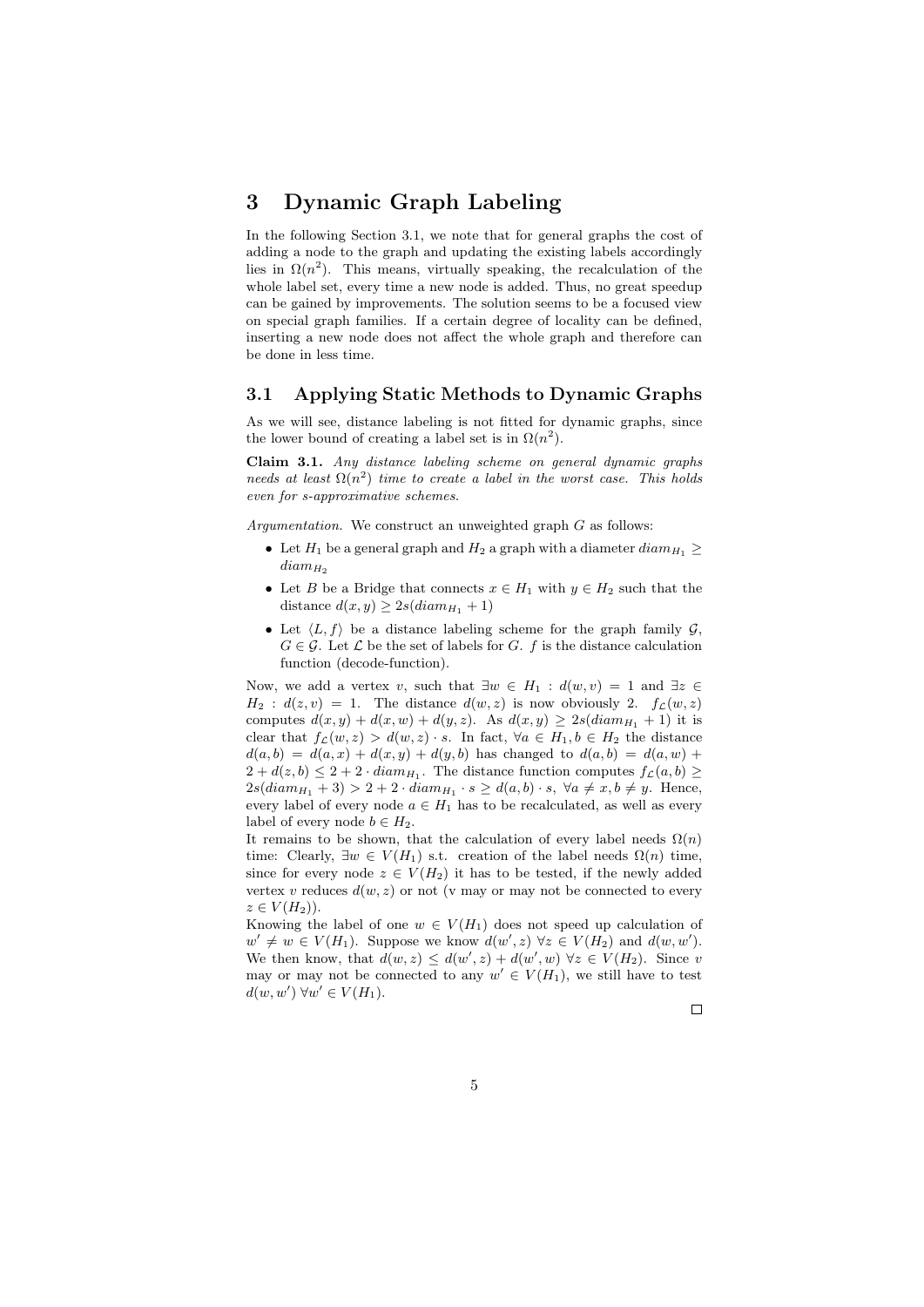# 3 Dynamic Graph Labeling

In the following Section 3.1, we note that for general graphs the cost of adding a node to the graph and updating the existing labels accordingly lies in $\Omega(n^2)$. This means, virtually speaking, the recalculation of the whole label set, every time a new node is added. Thus, no great speedup can be gained by improvements. The solution seems to be a focused view on special graph families. If a certain degree of locality can be defined, inserting a new node does not affect the whole graph and therefore can be done in less time.

## 3.1 Applying Static Methods to Dynamic Graphs

As we will see, distance labeling is not fitted for dynamic graphs, since the lower bound of creating a label set is in $\Omega(n^2)$.

**Claim 3.1.** *Any distance labeling scheme on general dynamic graphs needs at least $\Omega(n^2)$ time to create a label in the worst case. This holds even for s-approximative schemes.*

*Argumentation.* We construct an unweighted graph $G$ as follows:

- Let $H_1$ be a general graph and $H_2$ a graph with a diameter $diam_{H_1} \geq diam_{H_2}$
- Let $B$ be a Bridge that connects $x \in H_1$ with $y \in H_2$ such that the distance $d(x, y) \geq 2s(diam_{H_1} + 1)$
- Let $\langle L, f \rangle$ be a distance labeling scheme for the graph family $\mathcal{G}$, $G \in \mathcal{G}$. Let $\mathcal{L}$ be the set of labels for $G$. $f$ is the distance calculation function (decode-function).

Now, we add a vertex $v$, such that $\exists w \in H_1 : d(w, v) = 1$ and $\exists z \in H_2 : d(z, v) = 1$. The distance $d(w, z)$ is now obviously 2. $f_{\mathcal{L}}(w, z)$ computes $d(x, y) + d(x, w) + d(y, z)$. As $d(x, y) \geq 2s(diam_{H_1} + 1)$ it is clear that $f_{\mathcal{L}}(w, z) > d(w, z) \cdot s$. In fact, $\forall a \in H_1, b \in H_2$ the distance $d(a, b) = d(a, x) + d(x, y) + d(y, b)$ has changed to $d(a, b) = d(a, w) + 2 + d(z, b) \leq 2 + 2 \cdot diam_{H_1}$. The distance function computes $f_{\mathcal{L}}(a, b) \geq 2s(diam_{H_1} + 3) > 2 + 2 \cdot diam_{H_1} \cdot s \geq d(a, b) \cdot s$, $\forall a \neq x, b \neq y$. Hence, every label of every node $a \in H_1$ has to be recalculated, as well as every label of every node $b \in H_2$.

It remains to be shown, that the calculation of every label needs $\Omega(n)$ time: Clearly, $\exists w \in V(H_1)$ s.t. creation of the label needs $\Omega(n)$ time, since for every node $z \in V(H_2)$ it has to be tested, if the newly added vertex $v$ reduces $d(w, z)$ or not (v may or may not be connected to every $z \in V(H_2)$).

Knowing the label of one $w \in V(H_1)$ does not speed up calculation of $w' \neq w \in V(H_1)$. Suppose we know $d(w', z)$ $\forall z \in V(H_2)$ and $d(w, w')$. We then know, that $d(w, z) \leq d(w', z) + d(w', w)$ $\forall z \in V(H_2)$. Since $v$ may or may not be connected to any $w' \in V(H_1)$, we still have to test $d(w, w')$ $\forall w' \in V(H_1)$.

□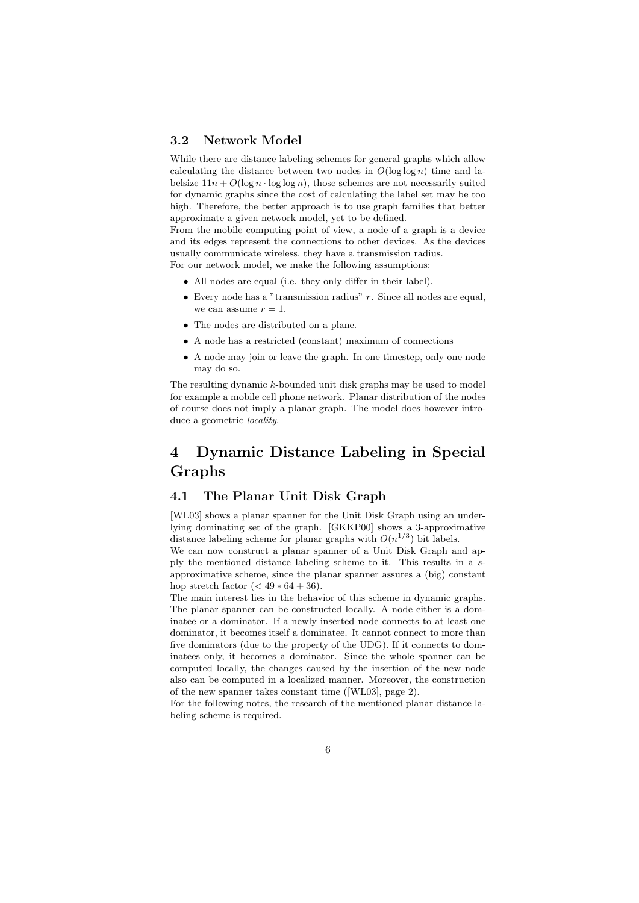### 3.2 Network Model

While there are distance labeling schemes for general graphs which allow calculating the distance between two nodes in $O(\log \log n)$ time and labelsize $11n + O(\log n \cdot \log \log n)$, those schemes are not necessarily suited for dynamic graphs since the cost of calculating the label set may be too high. Therefore, the better approach is to use graph families that better approximate a given network model, yet to be defined.
From the mobile computing point of view, a node of a graph is a device and its edges represent the connections to other devices. As the devices usually communicate wireless, they have a transmission radius.
For our network model, we make the following assumptions:

- All nodes are equal (i.e. they only differ in their label).
- Every node has a "transmission radius" $r$. Since all nodes are equal, we can assume $r = 1$.
- The nodes are distributed on a plane.
- A node has a restricted (constant) maximum of connections
- A node may join or leave the graph. In one timestep, only one node may do so.

The resulting dynamic $k$-bounded unit disk graphs may be used to model for example a mobile cell phone network. Planar distribution of the nodes of course does not imply a planar graph. The model does however introduce a geometric *locality*.

# 4 Dynamic Distance Labeling in Special Graphs

## 4.1 The Planar Unit Disk Graph

[WL03] shows a planar spanner for the Unit Disk Graph using an underlying dominating set of the graph. [GKKP00] shows a 3-approximative distance labeling scheme for planar graphs with $O(n^{1/3})$ bit labels.
We can now construct a planar spanner of a Unit Disk Graph and apply the mentioned distance labeling scheme to it. This results in a $s$-approximative scheme, since the planar spanner assures a (big) constant hop stretch factor ($< 49 * 64 + 36$).
The main interest lies in the behavior of this scheme in dynamic graphs. The planar spanner can be constructed locally. A node either is a dominatee or a dominator. If a newly inserted node connects to at least one dominator, it becomes itself a dominatee. It cannot connect to more than five dominators (due to the property of the UDG). If it connects to dominatees only, it becomes a dominator. Since the whole spanner can be computed locally, the changes caused by the insertion of the new node also can be computed in a localized manner. Moreover, the construction of the new spanner takes constant time ([WL03], page 2).
For the following notes, the research of the mentioned planar distance labeling scheme is required.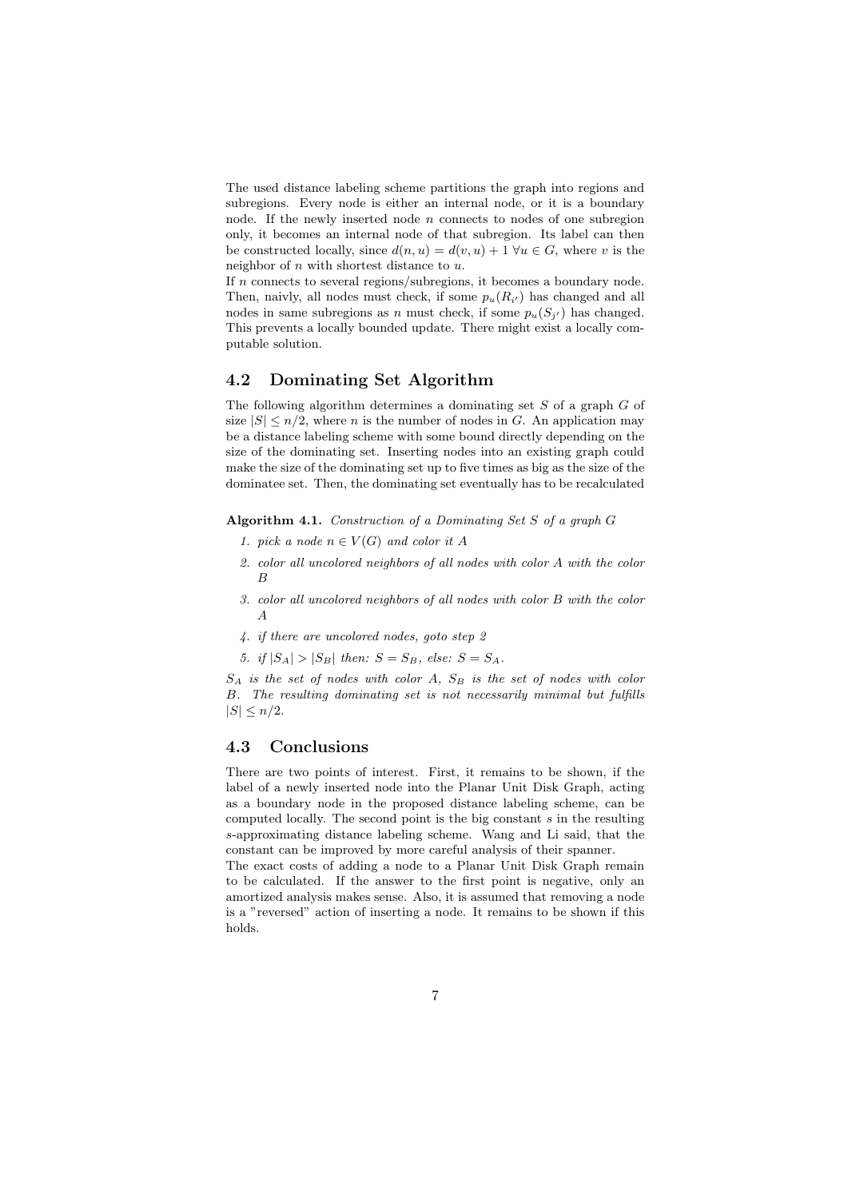The used distance labeling scheme partitions the graph into regions and subregions. Every node is either an internal node, or it is a boundary node. If the newly inserted node $n$ connects to nodes of one subregion only, it becomes an internal node of that subregion. Its label can then be constructed locally, since $d(n, u) = d(v, u) + 1 \; \forall u \in G$, where $v$ is the neighbor of $n$ with shortest distance to $u$.
If $n$ connects to several regions/subregions, it becomes a boundary node. Then, naivly, all nodes must check, if some $p_u(R_{i'})$ has changed and all nodes in same subregions as $n$ must check, if some $p_u(S_{j'})$ has changed. This prevents a locally bounded update. There might exist a locally computable solution.

## 4.2 Dominating Set Algorithm

The following algorithm determines a dominating set $S$ of a graph $G$ of size $|S| \leq n/2$, where $n$ is the number of nodes in $G$. An application may be a distance labeling scheme with some bound directly depending on the size of the dominating set. Inserting nodes into an existing graph could make the size of the dominating set up to five times as big as the size of the dominatee set. Then, the dominating set eventually has to be recalculated

**Algorithm 4.1.** *Construction of a Dominating Set $S$ of a graph $G$*

1. *pick a node $n \in V(G)$ and color it $A$*
2. *color all uncolored neighbors of all nodes with color $A$ with the color $B$*
3. *color all uncolored neighbors of all nodes with color $B$ with the color $A$*
4. *if there are uncolored nodes, goto step 2*
5. *if $|S_A| > |S_B|$ then: $S = S_B$, else: $S = S_A$.*

*$S_A$ is the set of nodes with color $A$, $S_B$ is the set of nodes with color $B$. The resulting dominating set is not necessarily minimal but fulfills $|S| \leq n/2$.*

## 4.3 Conclusions

There are two points of interest. First, it remains to be shown, if the label of a newly inserted node into the Planar Unit Disk Graph, acting as a boundary node in the proposed distance labeling scheme, can be computed locally. The second point is the big constant $s$ in the resulting $s$-approximating distance labeling scheme. Wang and Li said, that the constant can be improved by more careful analysis of their spanner.
The exact costs of adding a node to a Planar Unit Disk Graph remain to be calculated. If the answer to the first point is negative, only an amortized analysis makes sense. Also, it is assumed that removing a node is a "reversed" action of inserting a node. It remains to be shown if this holds.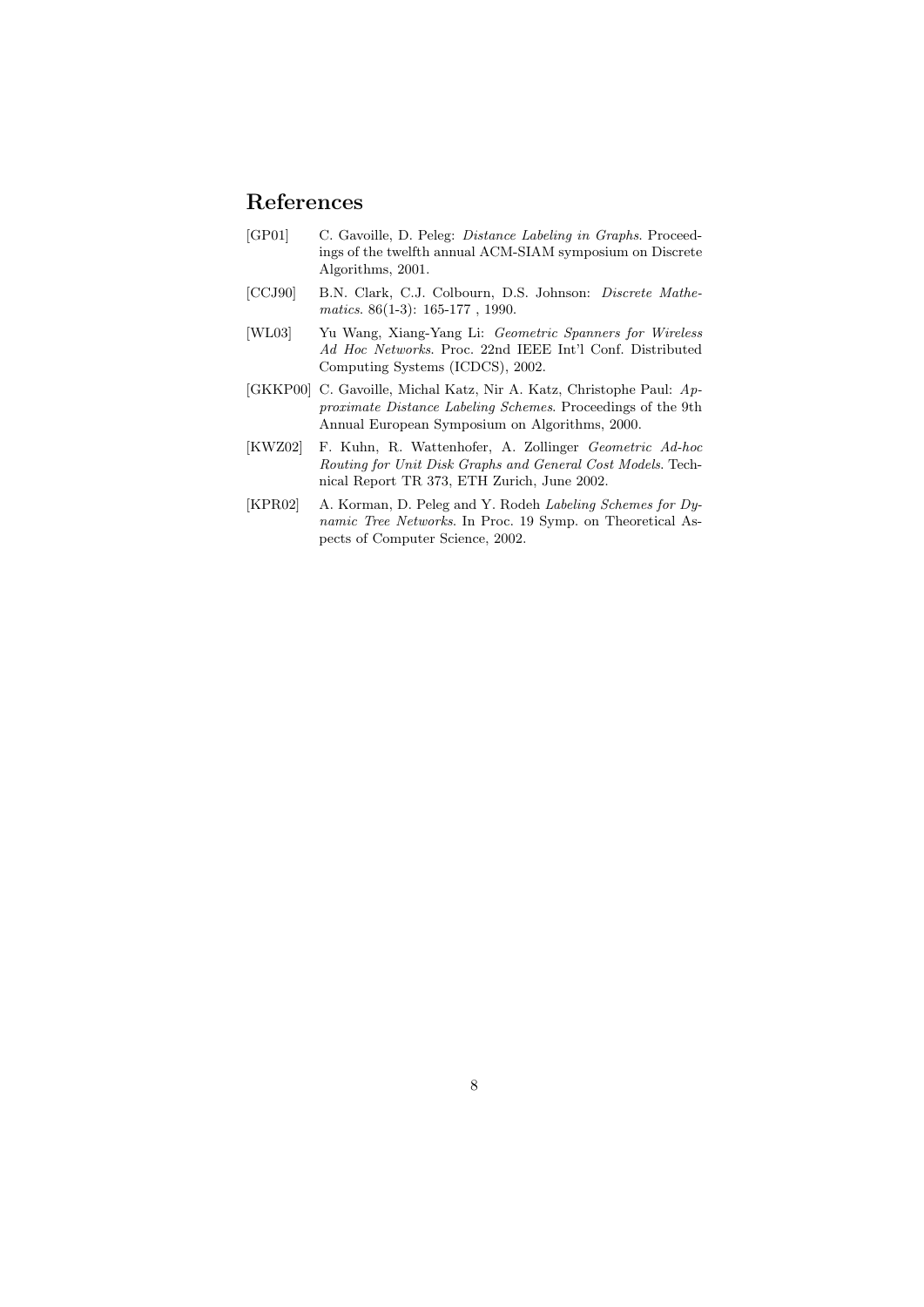## References

[GP01] C. Gavoille, D. Peleg: *Distance Labeling in Graphs*. Proceedings of the twelfth annual ACM-SIAM symposium on Discrete Algorithms, 2001.

[CCJ90] B.N. Clark, C.J. Colbourn, D.S. Johnson: *Discrete Mathematics*. 86(1-3): 165-177 , 1990.

[WL03] Yu Wang, Xiang-Yang Li: *Geometric Spanners for Wireless Ad Hoc Networks*. Proc. 22nd IEEE Int'l Conf. Distributed Computing Systems (ICDCS), 2002.

[GKKP00] C. Gavoille, Michal Katz, Nir A. Katz, Christophe Paul: *Approximate Distance Labeling Schemes*. Proceedings of the 9th Annual European Symposium on Algorithms, 2000.

[KWZ02] F. Kuhn, R. Wattenhofer, A. Zollinger *Geometric Ad-hoc Routing for Unit Disk Graphs and General Cost Models*. Technical Report TR 373, ETH Zurich, June 2002.

[KPR02] A. Korman, D. Peleg and Y. Rodeh *Labeling Schemes for Dynamic Tree Networks*. In Proc. 19 Symp. on Theoretical Aspects of Computer Science, 2002.